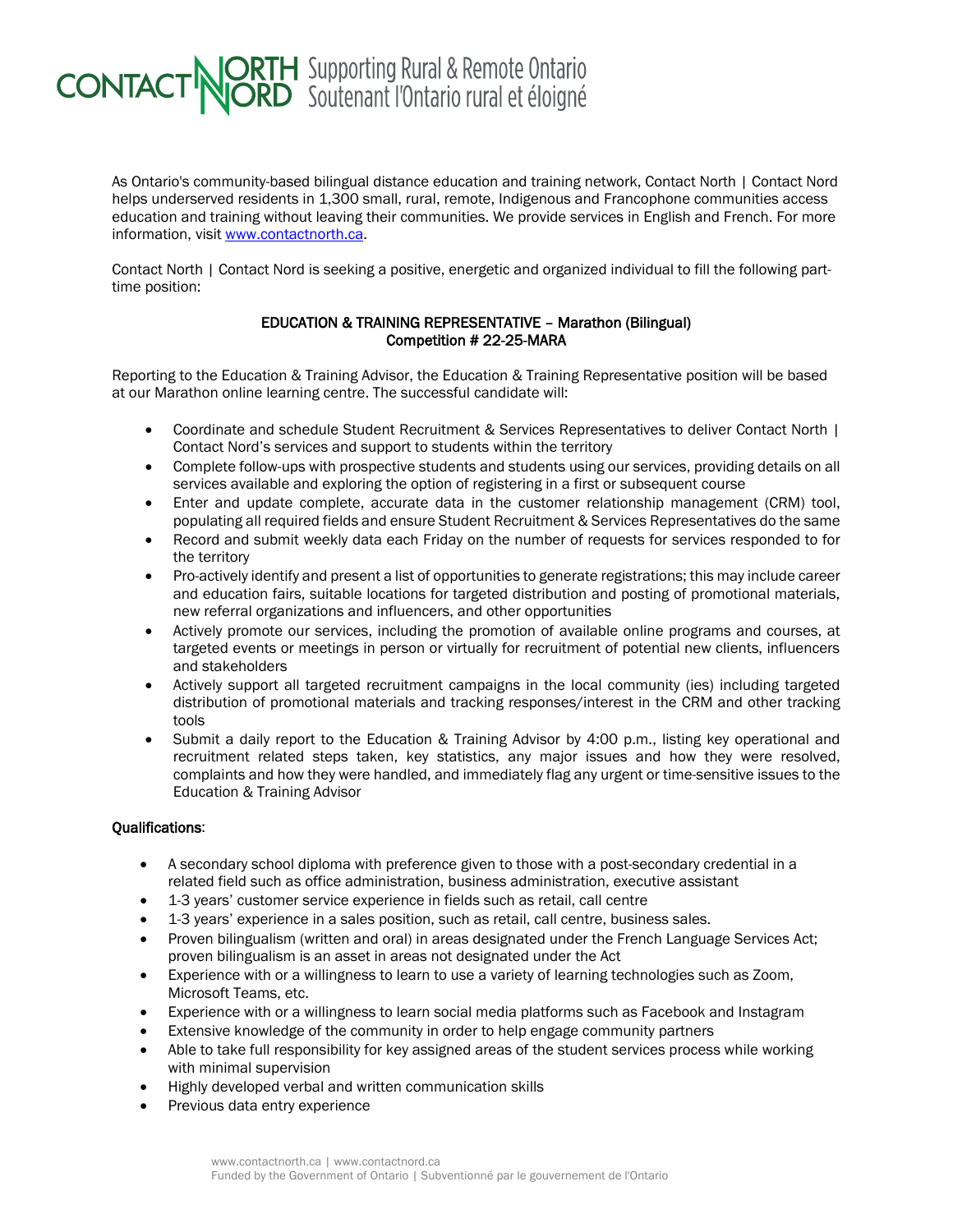CONTACT NORTH | NORD Supporting Rural & Remote Ontario
Soutenant l'Ontario rural et éloigné

As Ontario's community-based bilingual distance education and training network, Contact North | Contact Nord helps underserved residents in 1,300 small, rural, remote, Indigenous and Francophone communities access education and training without leaving their communities. We provide services in English and French. For more information, visit [www.contactnorth.ca](http://www.contactnorth.ca).

Contact North | Contact Nord is seeking a positive, energetic and organized individual to fill the following part-time position:

**EDUCATION & TRAINING REPRESENTATIVE – Marathon (Bilingual)**
**Competition # 22-25-MARA**

Reporting to the Education & Training Advisor, the Education & Training Representative position will be based at our Marathon online learning centre. The successful candidate will:

- Coordinate and schedule Student Recruitment & Services Representatives to deliver Contact North | Contact Nord's services and support to students within the territory
- Complete follow-ups with prospective students and students using our services, providing details on all services available and exploring the option of registering in a first or subsequent course
- Enter and update complete, accurate data in the customer relationship management (CRM) tool, populating all required fields and ensure Student Recruitment & Services Representatives do the same
- Record and submit weekly data each Friday on the number of requests for services responded to for the territory
- Pro-actively identify and present a list of opportunities to generate registrations; this may include career and education fairs, suitable locations for targeted distribution and posting of promotional materials, new referral organizations and influencers, and other opportunities
- Actively promote our services, including the promotion of available online programs and courses, at targeted events or meetings in person or virtually for recruitment of potential new clients, influencers and stakeholders
- Actively support all targeted recruitment campaigns in the local community (ies) including targeted distribution of promotional materials and tracking responses/interest in the CRM and other tracking tools
- Submit a daily report to the Education & Training Advisor by 4:00 p.m., listing key operational and recruitment related steps taken, key statistics, any major issues and how they were resolved, complaints and how they were handled, and immediately flag any urgent or time-sensitive issues to the Education & Training Advisor

**Qualifications**:

- A secondary school diploma with preference given to those with a post-secondary credential in a related field such as office administration, business administration, executive assistant
- 1-3 years' customer service experience in fields such as retail, call centre
- 1-3 years' experience in a sales position, such as retail, call centre, business sales.
- Proven bilingualism (written and oral) in areas designated under the French Language Services Act; proven bilingualism is an asset in areas not designated under the Act
- Experience with or a willingness to learn to use a variety of learning technologies such as Zoom, Microsoft Teams, etc.
- Experience with or a willingness to learn social media platforms such as Facebook and Instagram
- Extensive knowledge of the community in order to help engage community partners
- Able to take full responsibility for key assigned areas of the student services process while working with minimal supervision
- Highly developed verbal and written communication skills
- Previous data entry experience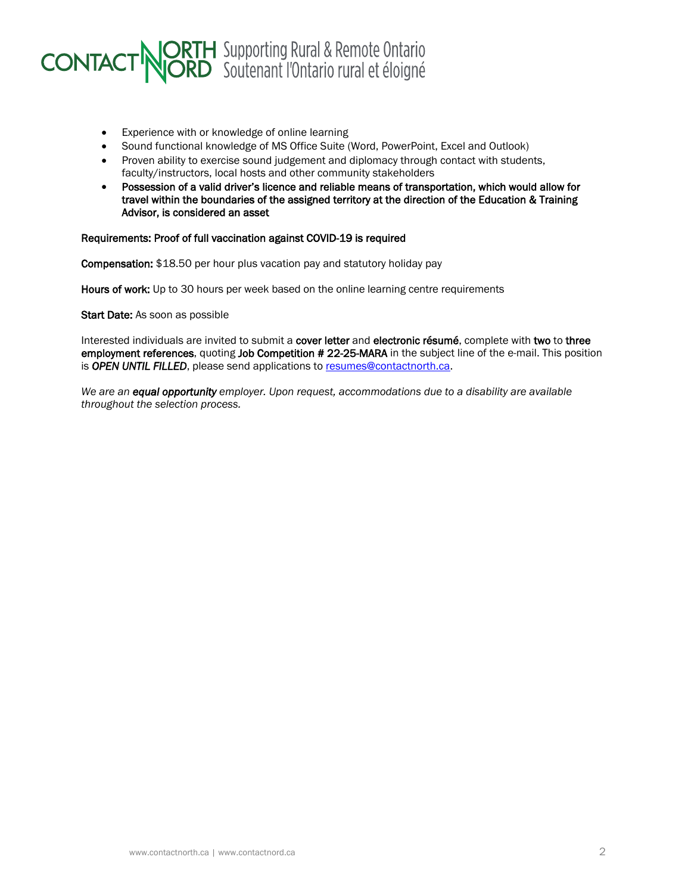- Experience with or knowledge of online learning
- Sound functional knowledge of MS Office Suite (Word, PowerPoint, Excel and Outlook)
- Proven ability to exercise sound judgement and diplomacy through contact with students, faculty/instructors, local hosts and other community stakeholders
- **Possession of a valid driver's licence and reliable means of transportation, which would allow for travel within the boundaries of the assigned territory at the direction of the Education & Training Advisor, is considered an asset**

**Requirements: Proof of full vaccination against COVID-19 is required**

**Compensation:** $18.50 per hour plus vacation pay and statutory holiday pay

**Hours of work:** Up to 30 hours per week based on the online learning centre requirements

**Start Date:** As soon as possible

Interested individuals are invited to submit a **cover letter** and **electronic résumé**, complete with **two** to **three employment references**, quoting **Job Competition # 22-25-MARA** in the subject line of the e-mail. This position is ***OPEN UNTIL FILLED***, please send applications to resumes@contactnorth.ca.

*We are an **equal opportunity** employer. Upon request, accommodations due to a disability are available throughout the selection process.*